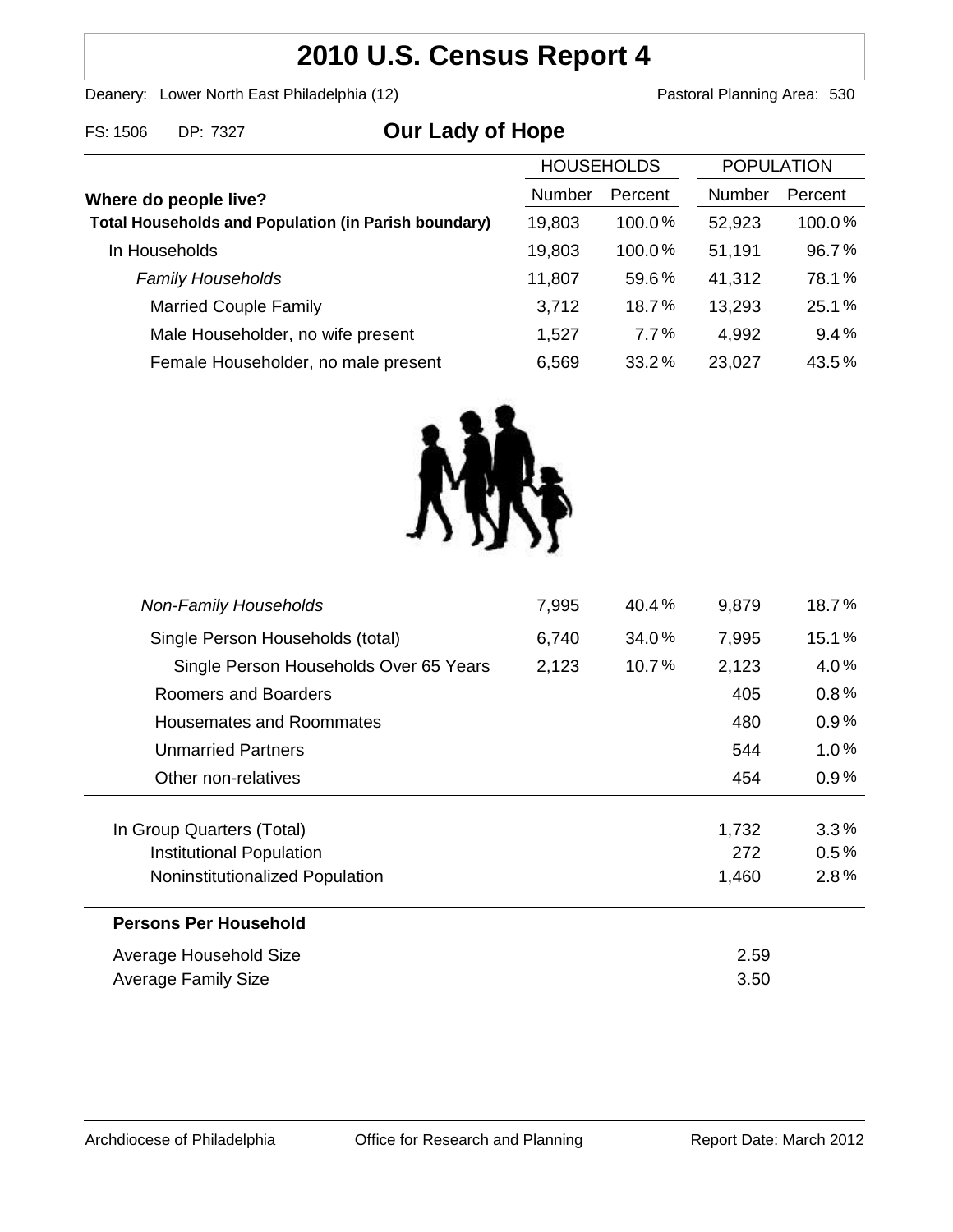# 2010 U.S. Census Report 4

Deanery: Lower North East Philadelphia (12) Pastoral Planning Area: 530

FS: 1506 DP: 7327

## Our Lady of Hope

| | HOUSEHOLDS | | POPULATION | |
|---|---|---|---|---|
| **Where do people live?** | Number | Percent | Number | Percent |
| **Total Households and Population (in Parish boundary)** | 19,803 | 100.0% | 52,923 | 100.0% |
| In Households | 19,803 | 100.0% | 51,191 | 96.7% |
| *Family Households* | 11,807 | 59.6% | 41,312 | 78.1% |
| Married Couple Family | 3,712 | 18.7% | 13,293 | 25.1% |
| Male Householder, no wife present | 1,527 | 7.7% | 4,992 | 9.4% |
| Female Householder, no male present | 6,569 | 33.2% | 23,027 | 43.5% |
| *Non-Family Households* | 7,995 | 40.4% | 9,879 | 18.7% |
| Single Person Households (total) | 6,740 | 34.0% | 7,995 | 15.1% |
| Single Person Households Over 65 Years | 2,123 | 10.7% | 2,123 | 4.0% |
| Roomers and Boarders | | | 405 | 0.8% |
| Housemates and Roommates | | | 480 | 0.9% |
| Unmarried Partners | | | 544 | 1.0% |
| Other non-relatives | | | 454 | 0.9% |
| In Group Quarters (Total) | | | 1,732 | 3.3% |
| Institutional Population | | | 272 | 0.5% |
| Noninstitutionalized Population | | | 1,460 | 2.8% |

**Persons Per Household**

| | |
|---|---|
| Average Household Size | 2.59 |
| Average Family Size | 3.50 |

Archdiocese of Philadelphia Office for Research and Planning Report Date: March 2012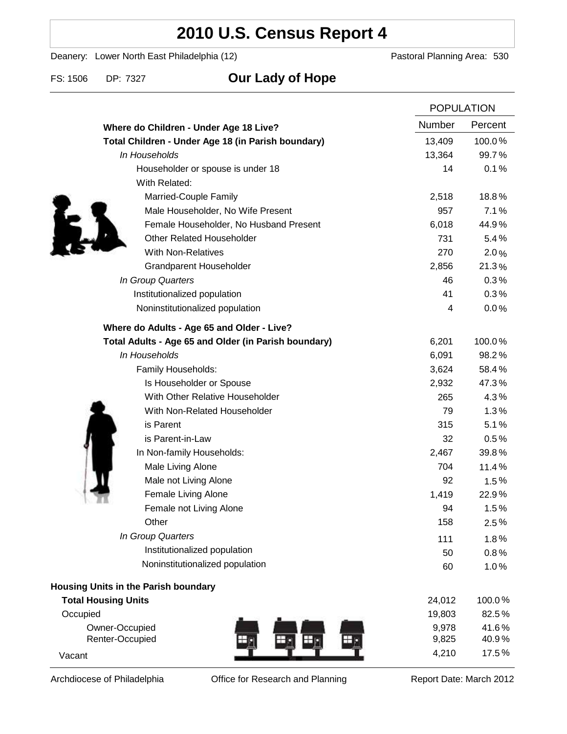# 2010 U.S. Census Report 4

Deanery: Lower North East Philadelphia (12) Pastoral Planning Area: 530

FS: 1506 DP: 7327

## Our Lady of Hope

| | POPULATION Number | Percent |
|---|---|---|
| **Where do Children - Under Age 18 Live?** | | |
| **Total Children - Under Age 18 (in Parish boundary)** | 13,409 | 100.0% |
| *In Households* | 13,364 | 99.7% |
| Householder or spouse is under 18 | 14 | 0.1% |
| With Related: | | |
| Married-Couple Family | 2,518 | 18.8% |
| Male Householder, No Wife Present | 957 | 7.1% |
| Female Householder, No Husband Present | 6,018 | 44.9% |
| Other Related Householder | 731 | 5.4% |
| With Non-Relatives | 270 | 2.0% |
| Grandparent Householder | 2,856 | 21.3% |
| *In Group Quarters* | 46 | 0.3% |
| Institutionalized population | 41 | 0.3% |
| Noninstitutionalized population | 4 | 0.0% |
| **Where do Adults - Age 65 and Older - Live?** | | |
| **Total Adults - Age 65 and Older (in Parish boundary)** | 6,201 | 100.0% |
| *In Households* | 6,091 | 98.2% |
| Family Households: | 3,624 | 58.4% |
| Is Householder or Spouse | 2,932 | 47.3% |
| With Other Relative Householder | 265 | 4.3% |
| With Non-Related Householder | 79 | 1.3% |
| is Parent | 315 | 5.1% |
| is Parent-in-Law | 32 | 0.5% |
| In Non-family Households: | 2,467 | 39.8% |
| Male Living Alone | 704 | 11.4% |
| Male not Living Alone | 92 | 1.5% |
| Female Living Alone | 1,419 | 22.9% |
| Female not Living Alone | 94 | 1.5% |
| Other | 158 | 2.5% |
| *In Group Quarters* | 111 | 1.8% |
| Institutionalized population | 50 | 0.8% |
| Noninstitutionalized population | 60 | 1.0% |
| **Housing Units in the Parish boundary** | | |
| **Total Housing Units** | 24,012 | 100.0% |
| Occupied | 19,803 | 82.5% |
| Owner-Occupied | 9,978 | 41.6% |
| Renter-Occupied | 9,825 | 40.9% |
| Vacant | 4,210 | 17.5% |

Archdiocese of Philadelphia Office for Research and Planning Report Date: March 2012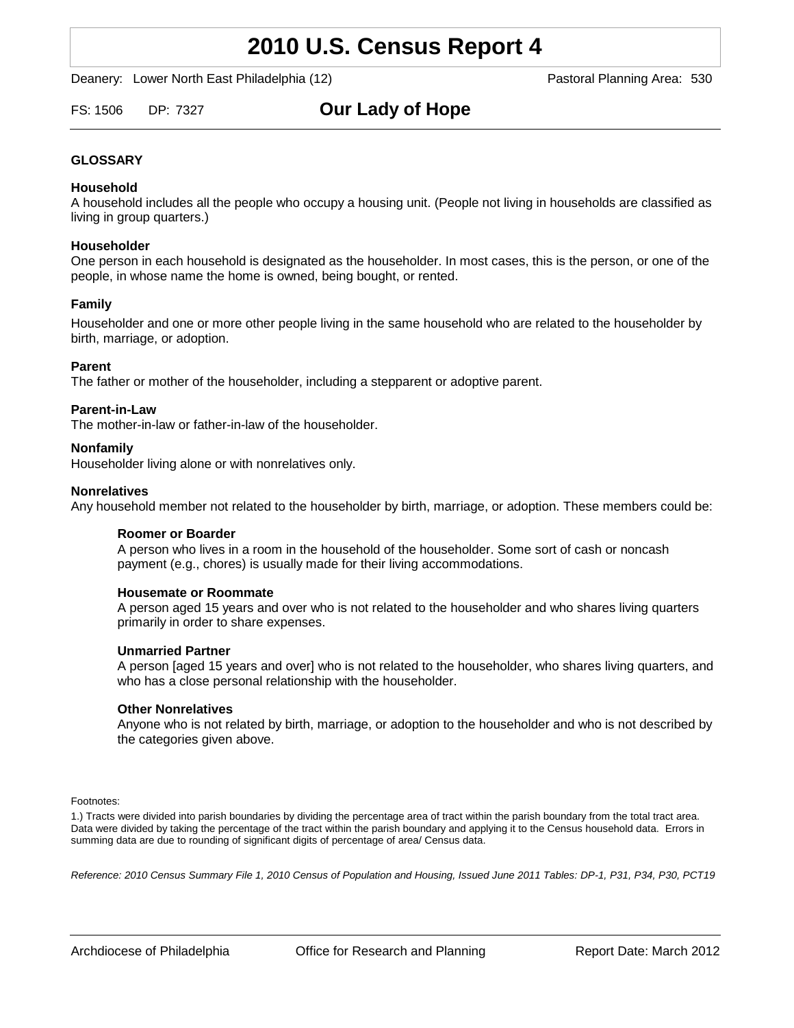# 2010 U.S. Census Report 4

Deanery: Lower North East Philadelphia (12) Pastoral Planning Area: 530

FS: 1506 DP: 7327 **Our Lady of Hope**

## GLOSSARY

**Household**
A household includes all the people who occupy a housing unit. (People not living in households are classified as living in group quarters.)

**Householder**
One person in each household is designated as the householder. In most cases, this is the person, or one of the people, in whose name the home is owned, being bought, or rented.

**Family**
Householder and one or more other people living in the same household who are related to the householder by birth, marriage, or adoption.

**Parent**
The father or mother of the householder, including a stepparent or adoptive parent.

**Parent-in-Law**
The mother-in-law or father-in-law of the householder.

**Nonfamily**
Householder living alone or with nonrelatives only.

**Nonrelatives**
Any household member not related to the householder by birth, marriage, or adoption. These members could be:

> **Roomer or Boarder**
> A person who lives in a room in the household of the householder. Some sort of cash or noncash payment (e.g., chores) is usually made for their living accommodations.
>
> **Housemate or Roommate**
> A person aged 15 years and over who is not related to the householder and who shares living quarters primarily in order to share expenses.
>
> **Unmarried Partner**
> A person [aged 15 years and over] who is not related to the householder, who shares living quarters, and who has a close personal relationship with the householder.
>
> **Other Nonrelatives**
> Anyone who is not related by birth, marriage, or adoption to the householder and who is not described by the categories given above.

Footnotes:

1.) Tracts were divided into parish boundaries by dividing the percentage area of tract within the parish boundary from the total tract area. Data were divided by taking the percentage of the tract within the parish boundary and applying it to the Census household data. Errors in summing data are due to rounding of significant digits of percentage of area/ Census data.

*Reference: 2010 Census Summary File 1, 2010 Census of Population and Housing, Issued June 2011 Tables: DP-1, P31, P34, P30, PCT19*

Archdiocese of Philadelphia Office for Research and Planning Report Date: March 2012